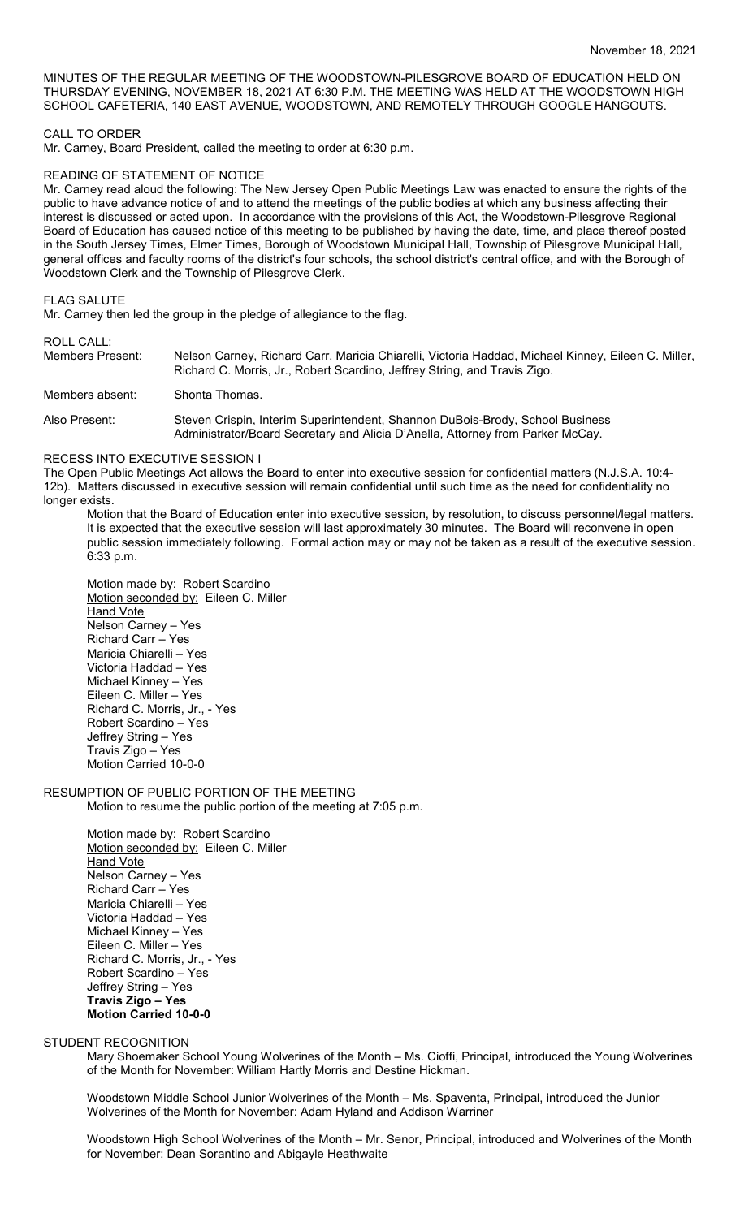November 18, 2021

MINUTES OF THE REGULAR MEETING OF THE WOODSTOWN-PILESGROVE BOARD OF EDUCATION HELD ON THURSDAY EVENING, NOVEMBER 18, 2021 AT 6:30 P.M. THE MEETING WAS HELD AT THE WOODSTOWN HIGH SCHOOL CAFETERIA, 140 EAST AVENUE, WOODSTOWN, AND REMOTELY THROUGH GOOGLE HANGOUTS.

CALL TO ORDER

Mr. Carney, Board President, called the meeting to order at 6:30 p.m.

READING OF STATEMENT OF NOTICE

Mr. Carney read aloud the following: The New Jersey Open Public Meetings Law was enacted to ensure the rights of the public to have advance notice of and to attend the meetings of the public bodies at which any business affecting their interest is discussed or acted upon. In accordance with the provisions of this Act, the Woodstown-Pilesgrove Regional Board of Education has caused notice of this meeting to be published by having the date, time, and place thereof posted in the South Jersey Times, Elmer Times, Borough of Woodstown Municipal Hall, Township of Pilesgrove Municipal Hall, general offices and faculty rooms of the district's four schools, the school district's central office, and with the Borough of Woodstown Clerk and the Township of Pilesgrove Clerk.

FLAG SALUTE

Mr. Carney then led the group in the pledge of allegiance to the flag.

ROLL CALL:

Members Present: Nelson Carney, Richard Carr, Maricia Chiarelli, Victoria Haddad, Michael Kinney, Eileen C. Miller, Richard C. Morris, Jr., Robert Scardino, Jeffrey String, and Travis Zigo.

Members absent: Shonta Thomas.

Also Present: Steven Crispin, Interim Superintendent, Shannon DuBois-Brody, School Business Administrator/Board Secretary and Alicia D'Anella, Attorney from Parker McCay.

RECESS INTO EXECUTIVE SESSION I

The Open Public Meetings Act allows the Board to enter into executive session for confidential matters (N.J.S.A. 10:4-12b). Matters discussed in executive session will remain confidential until such time as the need for confidentiality no longer exists.

Motion that the Board of Education enter into executive session, by resolution, to discuss personnel/legal matters. It is expected that the executive session will last approximately 30 minutes. The Board will reconvene in open public session immediately following. Formal action may or may not be taken as a result of the executive session. 6:33 p.m.

Motion made by: Robert Scardino
Motion seconded by: Eileen C. Miller
Hand Vote
Nelson Carney – Yes
Richard Carr – Yes
Maricia Chiarelli – Yes
Victoria Haddad – Yes
Michael Kinney – Yes
Eileen C. Miller – Yes
Richard C. Morris, Jr., - Yes
Robert Scardino – Yes
Jeffrey String – Yes
Travis Zigo – Yes
Motion Carried 10-0-0

RESUMPTION OF PUBLIC PORTION OF THE MEETING

Motion to resume the public portion of the meeting at 7:05 p.m.

Motion made by: Robert Scardino
Motion seconded by: Eileen C. Miller
Hand Vote
Nelson Carney – Yes
Richard Carr – Yes
Maricia Chiarelli – Yes
Victoria Haddad – Yes
Michael Kinney – Yes
Eileen C. Miller – Yes
Richard C. Morris, Jr., - Yes
Robert Scardino – Yes
Jeffrey String – Yes
**Travis Zigo – Yes**
**Motion Carried 10-0-0**

STUDENT RECOGNITION

Mary Shoemaker School Young Wolverines of the Month – Ms. Cioffi, Principal, introduced the Young Wolverines of the Month for November: William Hartly Morris and Destine Hickman.

Woodstown Middle School Junior Wolverines of the Month – Ms. Spaventa, Principal, introduced the Junior Wolverines of the Month for November: Adam Hyland and Addison Warriner

Woodstown High School Wolverines of the Month – Mr. Senor, Principal, introduced and Wolverines of the Month for November: Dean Sorantino and Abigayle Heathwaite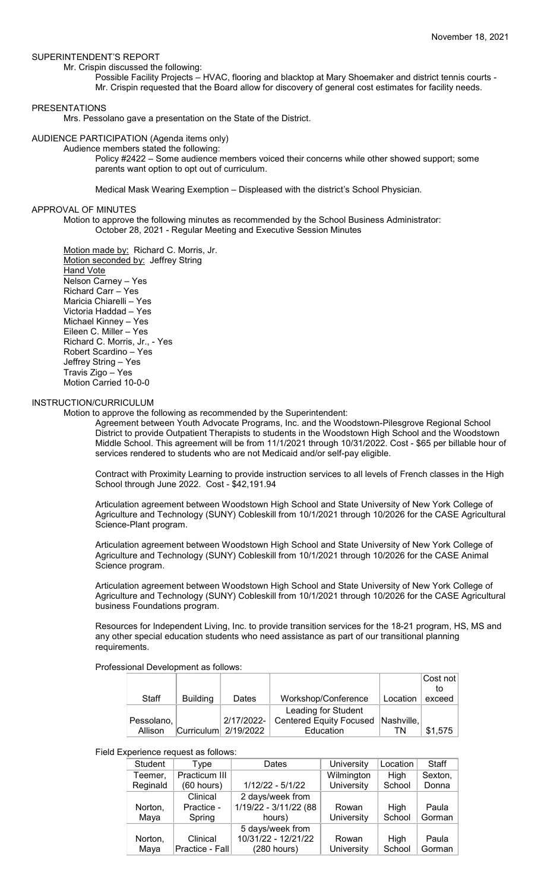November 18, 2021

## SUPERINTENDENT'S REPORT

Mr. Crispin discussed the following:

Possible Facility Projects – HVAC, flooring and blacktop at Mary Shoemaker and district tennis courts - Mr. Crispin requested that the Board allow for discovery of general cost estimates for facility needs.

## PRESENTATIONS

Mrs. Pessolano gave a presentation on the State of the District.

## AUDIENCE PARTICIPATION (Agenda items only)

Audience members stated the following:

Policy #2422 – Some audience members voiced their concerns while other showed support; some parents want option to opt out of curriculum.

Medical Mask Wearing Exemption – Displeased with the district's School Physician.

## APPROVAL OF MINUTES

Motion to approve the following minutes as recommended by the School Business Administrator:
October 28, 2021 - Regular Meeting and Executive Session Minutes

Motion made by: Richard C. Morris, Jr.
Motion seconded by: Jeffrey String
Hand Vote
Nelson Carney – Yes
Richard Carr – Yes
Maricia Chiarelli – Yes
Victoria Haddad – Yes
Michael Kinney – Yes
Eileen C. Miller – Yes
Richard C. Morris, Jr., - Yes
Robert Scardino – Yes
Jeffrey String – Yes
Travis Zigo – Yes
Motion Carried 10-0-0

## INSTRUCTION/CURRICULUM

Motion to approve the following as recommended by the Superintendent:

Agreement between Youth Advocate Programs, Inc. and the Woodstown-Pilesgrove Regional School District to provide Outpatient Therapists to students in the Woodstown High School and the Woodstown Middle School. This agreement will be from 11/1/2021 through 10/31/2022. Cost - $65 per billable hour of services rendered to students who are not Medicaid and/or self-pay eligible.

Contract with Proximity Learning to provide instruction services to all levels of French classes in the High School through June 2022. Cost - $42,191.94

Articulation agreement between Woodstown High School and State University of New York College of Agriculture and Technology (SUNY) Cobleskill from 10/1/2021 through 10/2026 for the CASE Agricultural Science-Plant program.

Articulation agreement between Woodstown High School and State University of New York College of Agriculture and Technology (SUNY) Cobleskill from 10/1/2021 through 10/2026 for the CASE Animal Science program.

Articulation agreement between Woodstown High School and State University of New York College of Agriculture and Technology (SUNY) Cobleskill from 10/1/2021 through 10/2026 for the CASE Agricultural business Foundations program.

Resources for Independent Living, Inc. to provide transition services for the 18-21 program, HS, MS and any other special education students who need assistance as part of our transitional planning requirements.

Professional Development as follows:

| Staff | Building | Dates | Workshop/Conference | Location | Cost not to exceed |
|---|---|---|---|---|---|
| Pessolano, Allison | Curriculum | 2/17/2022-2/19/2022 | Leading for Student Centered Equity Focused Education | Nashville, TN | $1,575 |

Field Experience request as follows:

| Student | Type | Dates | University | Location | Staff |
|---|---|---|---|---|---|
| Teemer, Reginald | Practicum III (60 hours) | 1/12/22 - 5/1/22 | Wilmington University | High School | Sexton, Donna |
| Norton, Maya | Clinical Practice - Spring | 2 days/week from 1/19/22 - 3/11/22 (88 hours) | Rowan University | High School | Paula Gorman |
| Norton, Maya | Clinical Practice - Fall | 5 days/week from 10/31/22 - 12/21/22 (280 hours) | Rowan University | High School | Paula Gorman |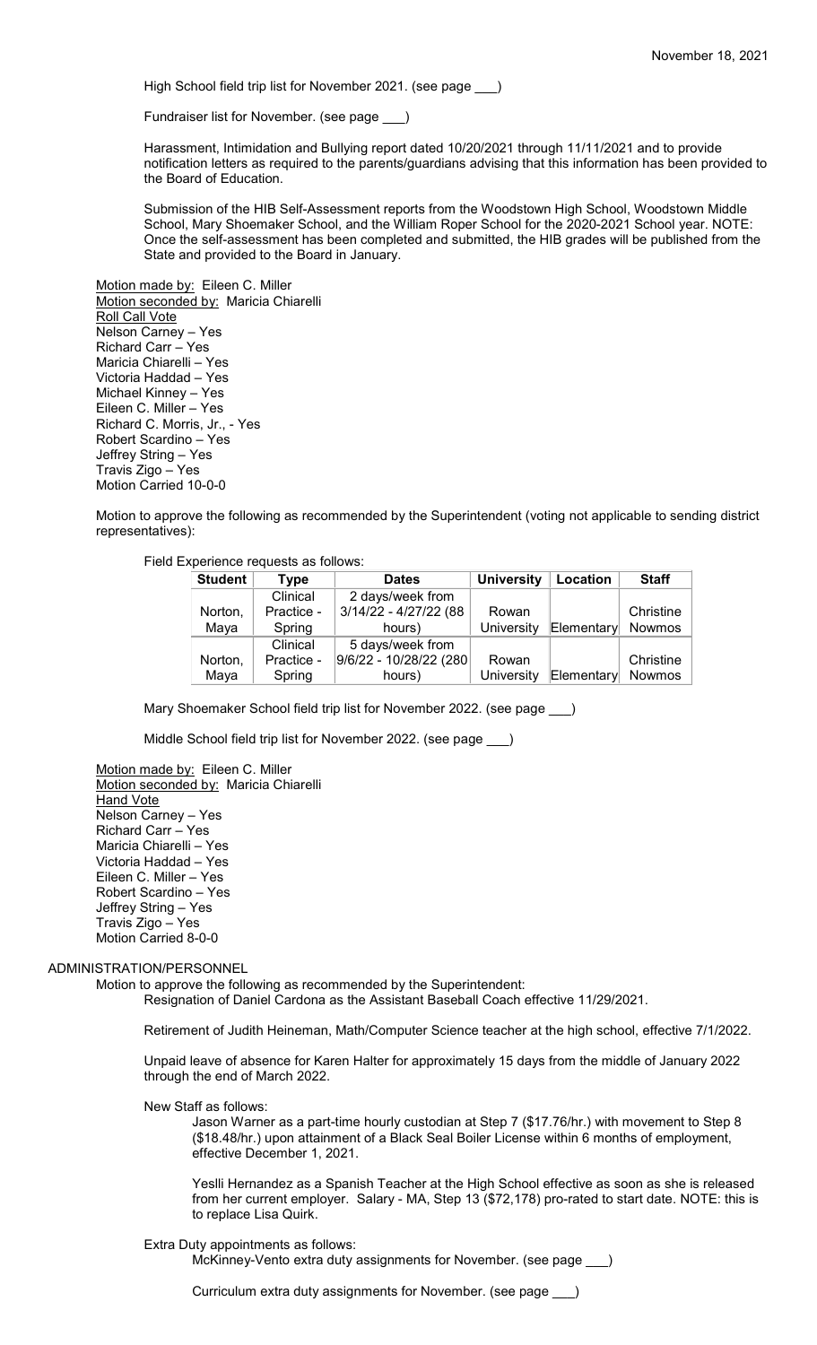High School field trip list for November 2021. (see page ___)

Fundraiser list for November. (see page ___)

Harassment, Intimidation and Bullying report dated 10/20/2021 through 11/11/2021 and to provide notification letters as required to the parents/guardians advising that this information has been provided to the Board of Education.

Submission of the HIB Self-Assessment reports from the Woodstown High School, Woodstown Middle School, Mary Shoemaker School, and the William Roper School for the 2020-2021 School year. NOTE: Once the self-assessment has been completed and submitted, the HIB grades will be published from the State and provided to the Board in January.

Motion made by: Eileen C. Miller
Motion seconded by: Maricia Chiarelli
Roll Call Vote
Nelson Carney – Yes
Richard Carr – Yes
Maricia Chiarelli – Yes
Victoria Haddad – Yes
Michael Kinney – Yes
Eileen C. Miller – Yes
Richard C. Morris, Jr., - Yes
Robert Scardino – Yes
Jeffrey String – Yes
Travis Zigo – Yes
Motion Carried 10-0-0

Motion to approve the following as recommended by the Superintendent (voting not applicable to sending district representatives):

Field Experience requests as follows:

| Student | Type | Dates | University | Location | Staff |
|---|---|---|---|---|---|
| Norton, Maya | Clinical Practice - Spring | 2 days/week from 3/14/22 - 4/27/22 (88 hours) | Rowan University | Elementary | Christine Nowmos |
| Norton, Maya | Clinical Practice - Spring | 5 days/week from 9/6/22 - 10/28/22 (280 hours) | Rowan University | Elementary | Christine Nowmos |

Mary Shoemaker School field trip list for November 2022. (see page ___)

Middle School field trip list for November 2022. (see page ___)

Motion made by: Eileen C. Miller
Motion seconded by: Maricia Chiarelli
Hand Vote
Nelson Carney – Yes
Richard Carr – Yes
Maricia Chiarelli – Yes
Victoria Haddad – Yes
Eileen C. Miller – Yes
Robert Scardino – Yes
Jeffrey String – Yes
Travis Zigo – Yes
Motion Carried 8-0-0

## ADMINISTRATION/PERSONNEL

Motion to approve the following as recommended by the Superintendent:

Resignation of Daniel Cardona as the Assistant Baseball Coach effective 11/29/2021.

Retirement of Judith Heineman, Math/Computer Science teacher at the high school, effective 7/1/2022.

Unpaid leave of absence for Karen Halter for approximately 15 days from the middle of January 2022 through the end of March 2022.

New Staff as follows:

Jason Warner as a part-time hourly custodian at Step 7 ($17.76/hr.) with movement to Step 8 ($18.48/hr.) upon attainment of a Black Seal Boiler License within 6 months of employment, effective December 1, 2021.

Yeslli Hernandez as a Spanish Teacher at the High School effective as soon as she is released from her current employer. Salary - MA, Step 13 ($72,178) pro-rated to start date. NOTE: this is to replace Lisa Quirk.

Extra Duty appointments as follows:

McKinney-Vento extra duty assignments for November. (see page ___)

Curriculum extra duty assignments for November. (see page ___)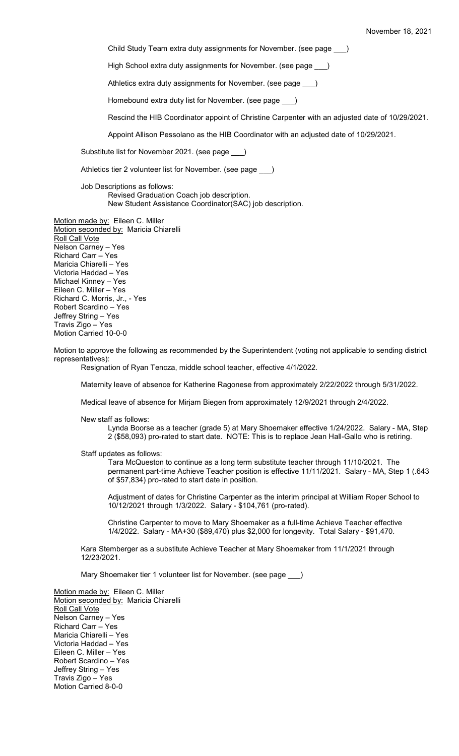Child Study Team extra duty assignments for November. (see page ___)

High School extra duty assignments for November. (see page ___)

Athletics extra duty assignments for November. (see page ___)

Homebound extra duty list for November. (see page ___)

Rescind the HIB Coordinator appoint of Christine Carpenter with an adjusted date of 10/29/2021.

Appoint Allison Pessolano as the HIB Coordinator with an adjusted date of 10/29/2021.

Substitute list for November 2021. (see page ___)

Athletics tier 2 volunteer list for November. (see page ___)

Job Descriptions as follows:
Revised Graduation Coach job description.
New Student Assistance Coordinator(SAC) job description.

Motion made by: Eileen C. Miller
Motion seconded by: Maricia Chiarelli
Roll Call Vote
Nelson Carney – Yes
Richard Carr – Yes
Maricia Chiarelli – Yes
Victoria Haddad – Yes
Michael Kinney – Yes
Eileen C. Miller – Yes
Richard C. Morris, Jr., - Yes
Robert Scardino – Yes
Jeffrey String – Yes
Travis Zigo – Yes
Motion Carried 10-0-0

Motion to approve the following as recommended by the Superintendent (voting not applicable to sending district representatives):

Resignation of Ryan Tencza, middle school teacher, effective 4/1/2022.

Maternity leave of absence for Katherine Ragonese from approximately 2/22/2022 through 5/31/2022.

Medical leave of absence for Mirjam Biegen from approximately 12/9/2021 through 2/4/2022.

New staff as follows:

Lynda Boorse as a teacher (grade 5) at Mary Shoemaker effective 1/24/2022. Salary - MA, Step 2 ($58,093) pro-rated to start date. NOTE: This is to replace Jean Hall-Gallo who is retiring.

Staff updates as follows:

Tara McQueston to continue as a long term substitute teacher through 11/10/2021. The permanent part-time Achieve Teacher position is effective 11/11/2021. Salary - MA, Step 1 (.643 of $57,834) pro-rated to start date in position.

Adjustment of dates for Christine Carpenter as the interim principal at William Roper School to 10/12/2021 through 1/3/2022. Salary - $104,761 (pro-rated).

Christine Carpenter to move to Mary Shoemaker as a full-time Achieve Teacher effective 1/4/2022. Salary - MA+30 ($89,470) plus $2,000 for longevity. Total Salary - $91,470.

Kara Stemberger as a substitute Achieve Teacher at Mary Shoemaker from 11/1/2021 through 12/23/2021.

Mary Shoemaker tier 1 volunteer list for November. (see page ___)

Motion made by: Eileen C. Miller
Motion seconded by: Maricia Chiarelli
Roll Call Vote
Nelson Carney – Yes
Richard Carr – Yes
Maricia Chiarelli – Yes
Victoria Haddad – Yes
Eileen C. Miller – Yes
Robert Scardino – Yes
Jeffrey String – Yes
Travis Zigo – Yes
Motion Carried 8-0-0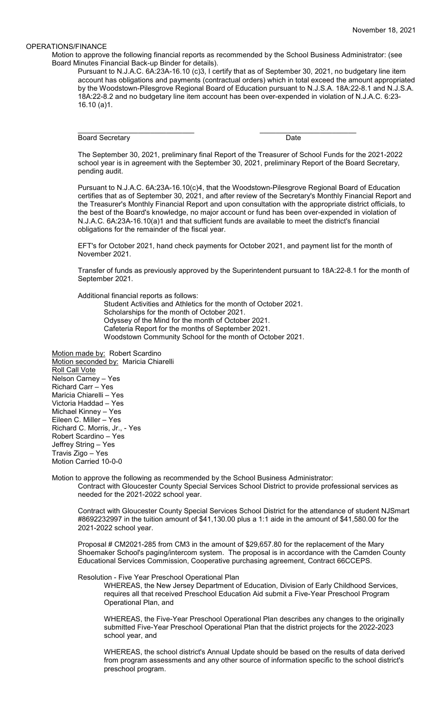November 18, 2021

OPERATIONS/FINANCE

Motion to approve the following financial reports as recommended by the School Business Administrator: (see Board Minutes Financial Back-up Binder for details).

Pursuant to N.J.A.C. 6A:23A-16.10 (c)3, I certify that as of September 30, 2021, no budgetary line item account has obligations and payments (contractual orders) which in total exceed the amount appropriated by the Woodstown-Pilesgrove Regional Board of Education pursuant to N.J.S.A. 18A:22-8.1 and N.J.S.A. 18A:22-8.2 and no budgetary line item account has been over-expended in violation of N.J.A.C. 6:23-16.10 (a)1.

\_\_\_\_\_\_\_\_\_\_\_\_\_\_\_\_\_\_\_\_\_\_\_\_\_\_\_\_\_\_ \_\_\_\_\_\_\_\_\_\_\_\_\_\_\_\_\_\_\_\_\_\_\_\_\_\_

Board Secretary Date

The September 30, 2021, preliminary final Report of the Treasurer of School Funds for the 2021-2022 school year is in agreement with the September 30, 2021, preliminary Report of the Board Secretary, pending audit.

Pursuant to N.J.A.C. 6A:23A-16.10(c)4, that the Woodstown-Pilesgrove Regional Board of Education certifies that as of September 30, 2021, and after review of the Secretary's Monthly Financial Report and the Treasurer's Monthly Financial Report and upon consultation with the appropriate district officials, to the best of the Board's knowledge, no major account or fund has been over-expended in violation of N.J.A.C. 6A:23A-16.10(a)1 and that sufficient funds are available to meet the district's financial obligations for the remainder of the fiscal year.

EFT's for October 2021, hand check payments for October 2021, and payment list for the month of November 2021.

Transfer of funds as previously approved by the Superintendent pursuant to 18A:22-8.1 for the month of September 2021.

Additional financial reports as follows:

- Student Activities and Athletics for the month of October 2021.
- Scholarships for the month of October 2021.
- Odyssey of the Mind for the month of October 2021.
- Cafeteria Report for the months of September 2021.
- Woodstown Community School for the month of October 2021.

Motion made by: Robert Scardino
Motion seconded by: Maricia Chiarelli
Roll Call Vote
Nelson Carney – Yes
Richard Carr – Yes
Maricia Chiarelli – Yes
Victoria Haddad – Yes
Michael Kinney – Yes
Eileen C. Miller – Yes
Richard C. Morris, Jr., - Yes
Robert Scardino – Yes
Jeffrey String – Yes
Travis Zigo – Yes
Motion Carried 10-0-0

Motion to approve the following as recommended by the School Business Administrator:

Contract with Gloucester County Special Services School District to provide professional services as needed for the 2021-2022 school year.

Contract with Gloucester County Special Services School District for the attendance of student NJSmart #8692232997 in the tuition amount of $41,130.00 plus a 1:1 aide in the amount of $41,580.00 for the 2021-2022 school year.

Proposal # CM2021-285 from CM3 in the amount of $29,657.80 for the replacement of the Mary Shoemaker School's paging/intercom system. The proposal is in accordance with the Camden County Educational Services Commission, Cooperative purchasing agreement, Contract 66CCEPS.

Resolution - Five Year Preschool Operational Plan

WHEREAS, the New Jersey Department of Education, Division of Early Childhood Services, requires all that received Preschool Education Aid submit a Five-Year Preschool Program Operational Plan, and

WHEREAS, the Five-Year Preschool Operational Plan describes any changes to the originally submitted Five-Year Preschool Operational Plan that the district projects for the 2022-2023 school year, and

WHEREAS, the school district's Annual Update should be based on the results of data derived from program assessments and any other source of information specific to the school district's preschool program.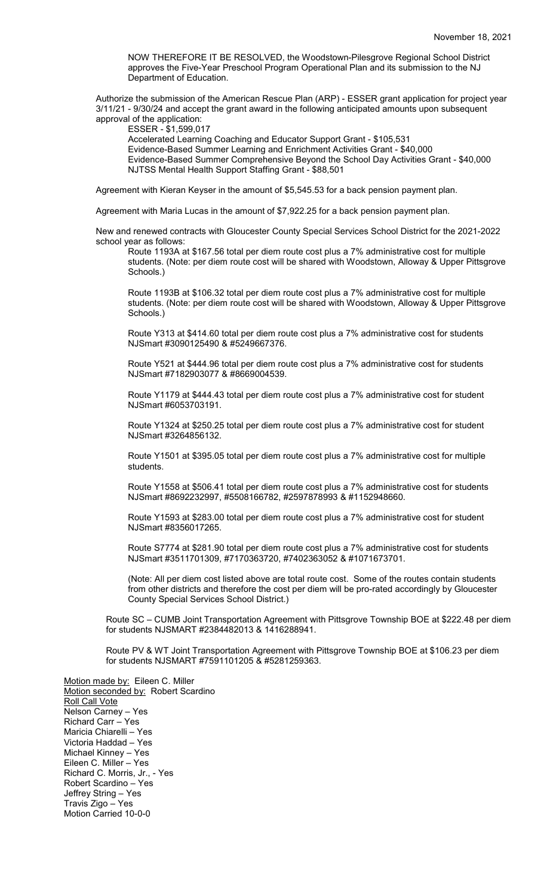NOW THEREFORE IT BE RESOLVED, the Woodstown-Pilesgrove Regional School District approves the Five-Year Preschool Program Operational Plan and its submission to the NJ Department of Education.

Authorize the submission of the American Rescue Plan (ARP) - ESSER grant application for project year 3/11/21 - 9/30/24 and accept the grant award in the following anticipated amounts upon subsequent approval of the application:

ESSER - $1,599,017
Accelerated Learning Coaching and Educator Support Grant - $105,531
Evidence-Based Summer Learning and Enrichment Activities Grant - $40,000
Evidence-Based Summer Comprehensive Beyond the School Day Activities Grant - $40,000
NJTSS Mental Health Support Staffing Grant - $88,501

Agreement with Kieran Keyser in the amount of $5,545.53 for a back pension payment plan.

Agreement with Maria Lucas in the amount of $7,922.25 for a back pension payment plan.

New and renewed contracts with Gloucester County Special Services School District for the 2021-2022 school year as follows:

Route 1193A at $167.56 total per diem route cost plus a 7% administrative cost for multiple students. (Note: per diem route cost will be shared with Woodstown, Alloway & Upper Pittsgrove Schools.)

Route 1193B at $106.32 total per diem route cost plus a 7% administrative cost for multiple students. (Note: per diem route cost will be shared with Woodstown, Alloway & Upper Pittsgrove Schools.)

Route Y313 at $414.60 total per diem route cost plus a 7% administrative cost for students NJSmart #3090125490 & #5249667376.

Route Y521 at $444.96 total per diem route cost plus a 7% administrative cost for students NJSmart #7182903077 & #8669004539.

Route Y1179 at $444.43 total per diem route cost plus a 7% administrative cost for student NJSmart #6053703191.

Route Y1324 at $250.25 total per diem route cost plus a 7% administrative cost for student NJSmart #3264856132.

Route Y1501 at $395.05 total per diem route cost plus a 7% administrative cost for multiple students.

Route Y1558 at $506.41 total per diem route cost plus a 7% administrative cost for students NJSmart #8692232997, #5508166782, #2597878993 & #1152948660.

Route Y1593 at $283.00 total per diem route cost plus a 7% administrative cost for student NJSmart #8356017265.

Route S7774 at $281.90 total per diem route cost plus a 7% administrative cost for students NJSmart #3511701309, #7170363720, #7402363052 & #1071673701.

(Note: All per diem cost listed above are total route cost. Some of the routes contain students from other districts and therefore the cost per diem will be pro-rated accordingly by Gloucester County Special Services School District.)

Route SC – CUMB Joint Transportation Agreement with Pittsgrove Township BOE at $222.48 per diem for students NJSMART #2384482013 & 1416288941.

Route PV & WT Joint Transportation Agreement with Pittsgrove Township BOE at $106.23 per diem for students NJSMART #7591101205 & #5281259363.

Motion made by: Eileen C. Miller
Motion seconded by: Robert Scardino
Roll Call Vote
Nelson Carney – Yes
Richard Carr – Yes
Maricia Chiarelli – Yes
Victoria Haddad – Yes
Michael Kinney – Yes
Eileen C. Miller – Yes
Richard C. Morris, Jr., - Yes
Robert Scardino – Yes
Jeffrey String – Yes
Travis Zigo – Yes
Motion Carried 10-0-0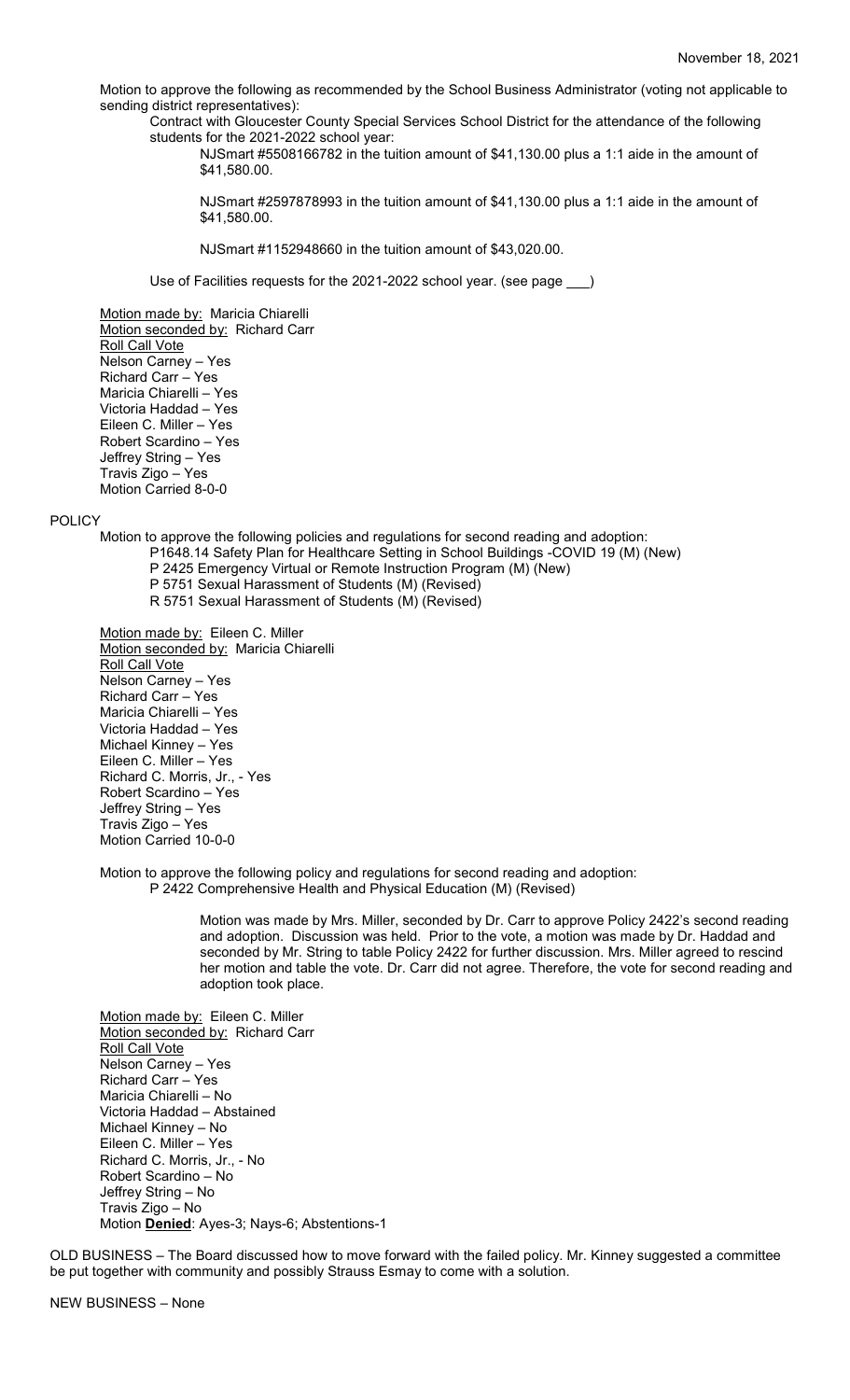November 18, 2021

Motion to approve the following as recommended by the School Business Administrator (voting not applicable to sending district representatives):

Contract with Gloucester County Special Services School District for the attendance of the following students for the 2021-2022 school year:

NJSmart #5508166782 in the tuition amount of $41,130.00 plus a 1:1 aide in the amount of $41,580.00.

NJSmart #2597878993 in the tuition amount of $41,130.00 plus a 1:1 aide in the amount of $41,580.00.

NJSmart #1152948660 in the tuition amount of $43,020.00.

Use of Facilities requests for the 2021-2022 school year. (see page ___)

Motion made by: Maricia Chiarelli
Motion seconded by: Richard Carr
Roll Call Vote
Nelson Carney – Yes
Richard Carr – Yes
Maricia Chiarelli – Yes
Victoria Haddad – Yes
Eileen C. Miller – Yes
Robert Scardino – Yes
Jeffrey String – Yes
Travis Zigo – Yes
Motion Carried 8-0-0

POLICY

Motion to approve the following policies and regulations for second reading and adoption:

P1648.14 Safety Plan for Healthcare Setting in School Buildings -COVID 19 (M) (New)
P 2425 Emergency Virtual or Remote Instruction Program (M) (New)
P 5751 Sexual Harassment of Students (M) (Revised)
R 5751 Sexual Harassment of Students (M) (Revised)

Motion made by: Eileen C. Miller
Motion seconded by: Maricia Chiarelli
Roll Call Vote
Nelson Carney – Yes
Richard Carr – Yes
Maricia Chiarelli – Yes
Victoria Haddad – Yes
Michael Kinney – Yes
Eileen C. Miller – Yes
Richard C. Morris, Jr., - Yes
Robert Scardino – Yes
Jeffrey String – Yes
Travis Zigo – Yes
Motion Carried 10-0-0

Motion to approve the following policy and regulations for second reading and adoption:

P 2422 Comprehensive Health and Physical Education (M) (Revised)

Motion was made by Mrs. Miller, seconded by Dr. Carr to approve Policy 2422's second reading and adoption. Discussion was held. Prior to the vote, a motion was made by Dr. Haddad and seconded by Mr. String to table Policy 2422 for further discussion. Mrs. Miller agreed to rescind her motion and table the vote. Dr. Carr did not agree. Therefore, the vote for second reading and adoption took place.

Motion made by: Eileen C. Miller
Motion seconded by: Richard Carr
Roll Call Vote
Nelson Carney – Yes
Richard Carr – Yes
Maricia Chiarelli – No
Victoria Haddad – Abstained
Michael Kinney – No
Eileen C. Miller – Yes
Richard C. Morris, Jr., - No
Robert Scardino – No
Jeffrey String – No
Travis Zigo – No
Motion **Denied**: Ayes-3; Nays-6; Abstentions-1

OLD BUSINESS – The Board discussed how to move forward with the failed policy. Mr. Kinney suggested a committee be put together with community and possibly Strauss Esmay to come with a solution.

NEW BUSINESS – None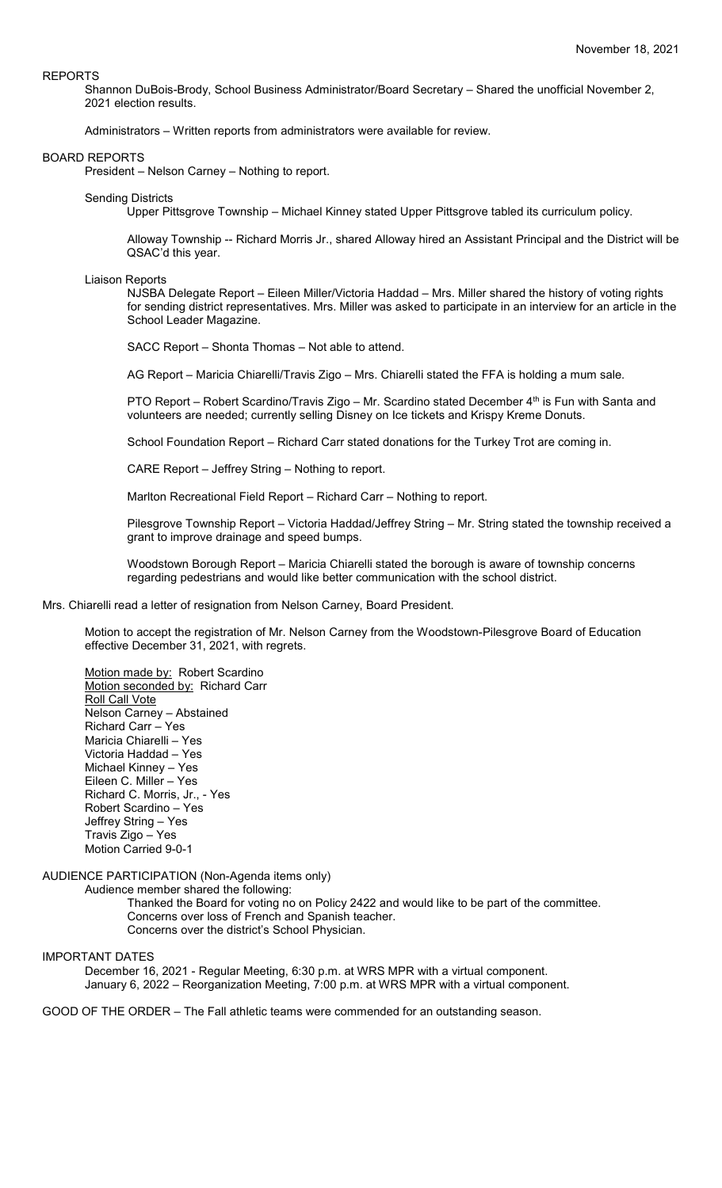November 18, 2021

REPORTS

Shannon DuBois-Brody, School Business Administrator/Board Secretary – Shared the unofficial November 2, 2021 election results.

Administrators – Written reports from administrators were available for review.

BOARD REPORTS

President – Nelson Carney – Nothing to report.

Sending Districts

Upper Pittsgrove Township – Michael Kinney stated Upper Pittsgrove tabled its curriculum policy.

Alloway Township -- Richard Morris Jr., shared Alloway hired an Assistant Principal and the District will be QSAC'd this year.

Liaison Reports

NJSBA Delegate Report – Eileen Miller/Victoria Haddad – Mrs. Miller shared the history of voting rights for sending district representatives. Mrs. Miller was asked to participate in an interview for an article in the School Leader Magazine.

SACC Report – Shonta Thomas – Not able to attend.

AG Report – Maricia Chiarelli/Travis Zigo – Mrs. Chiarelli stated the FFA is holding a mum sale.

PTO Report – Robert Scardino/Travis Zigo – Mr. Scardino stated December 4th is Fun with Santa and volunteers are needed; currently selling Disney on Ice tickets and Krispy Kreme Donuts.

School Foundation Report – Richard Carr stated donations for the Turkey Trot are coming in.

CARE Report – Jeffrey String – Nothing to report.

Marlton Recreational Field Report – Richard Carr – Nothing to report.

Pilesgrove Township Report – Victoria Haddad/Jeffrey String – Mr. String stated the township received a grant to improve drainage and speed bumps.

Woodstown Borough Report – Maricia Chiarelli stated the borough is aware of township concerns regarding pedestrians and would like better communication with the school district.

Mrs. Chiarelli read a letter of resignation from Nelson Carney, Board President.

Motion to accept the registration of Mr. Nelson Carney from the Woodstown-Pilesgrove Board of Education effective December 31, 2021, with regrets.

Motion made by: Robert Scardino
Motion seconded by: Richard Carr
Roll Call Vote
Nelson Carney – Abstained
Richard Carr – Yes
Maricia Chiarelli – Yes
Victoria Haddad – Yes
Michael Kinney – Yes
Eileen C. Miller – Yes
Richard C. Morris, Jr., - Yes
Robert Scardino – Yes
Jeffrey String – Yes
Travis Zigo – Yes
Motion Carried 9-0-1

AUDIENCE PARTICIPATION (Non-Agenda items only)

Audience member shared the following:

Thanked the Board for voting no on Policy 2422 and would like to be part of the committee.
Concerns over loss of French and Spanish teacher.
Concerns over the district's School Physician.

IMPORTANT DATES

December 16, 2021 - Regular Meeting, 6:30 p.m. at WRS MPR with a virtual component.
January 6, 2022 – Reorganization Meeting, 7:00 p.m. at WRS MPR with a virtual component.

GOOD OF THE ORDER – The Fall athletic teams were commended for an outstanding season.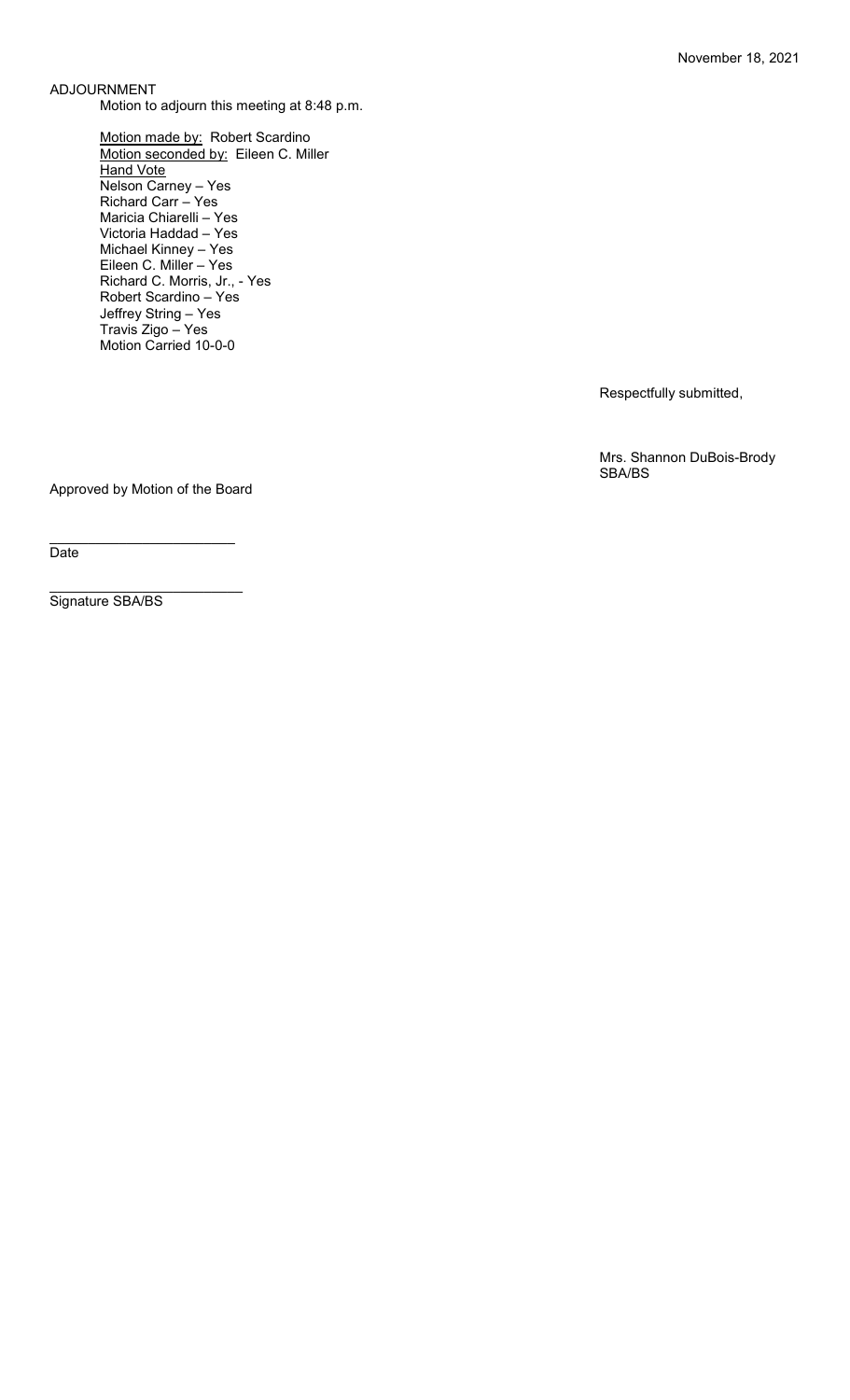ADJOURNMENT

Motion to adjourn this meeting at 8:48 p.m.

Motion made by: Robert Scardino
Motion seconded by: Eileen C. Miller
Hand Vote
Nelson Carney – Yes
Richard Carr – Yes
Maricia Chiarelli – Yes
Victoria Haddad – Yes
Michael Kinney – Yes
Eileen C. Miller – Yes
Richard C. Morris, Jr., - Yes
Robert Scardino – Yes
Jeffrey String – Yes
Travis Zigo – Yes
Motion Carried 10-0-0

Respectfully submitted,

Mrs. Shannon DuBois-Brody
SBA/BS

Approved by Motion of the Board

\_\_\_\_\_\_\_\_\_\_\_\_\_\_\_\_\_\_\_\_\_\_\_\_
Date

\_\_\_\_\_\_\_\_\_\_\_\_\_\_\_\_\_\_\_\_\_\_\_\_
Signature SBA/BS